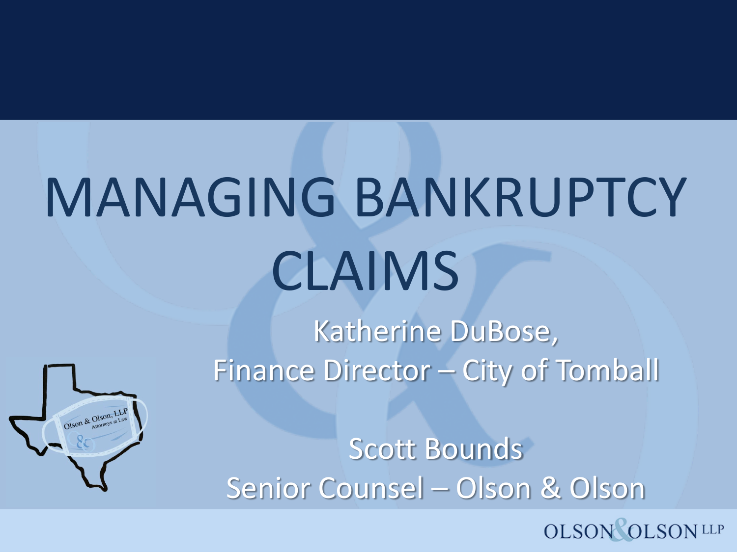# MANAGING BANKRUPTCY CLAIMS

Katherine DuBose,
Finance Director – City of Tomball

Scott Bounds
Senior Counsel – Olson & Olson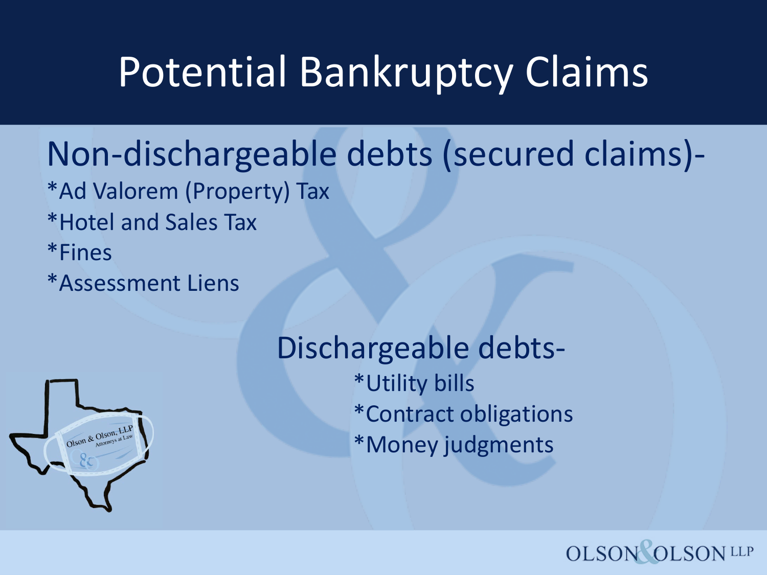# Potential Bankruptcy Claims

## Non-dischargeable debts (secured claims)-

*Ad Valorem (Property) Tax

*Hotel and Sales Tax

*Fines

*Assessment Liens

## Dischargeable debts-

*Utility bills

*Contract obligations

*Money judgments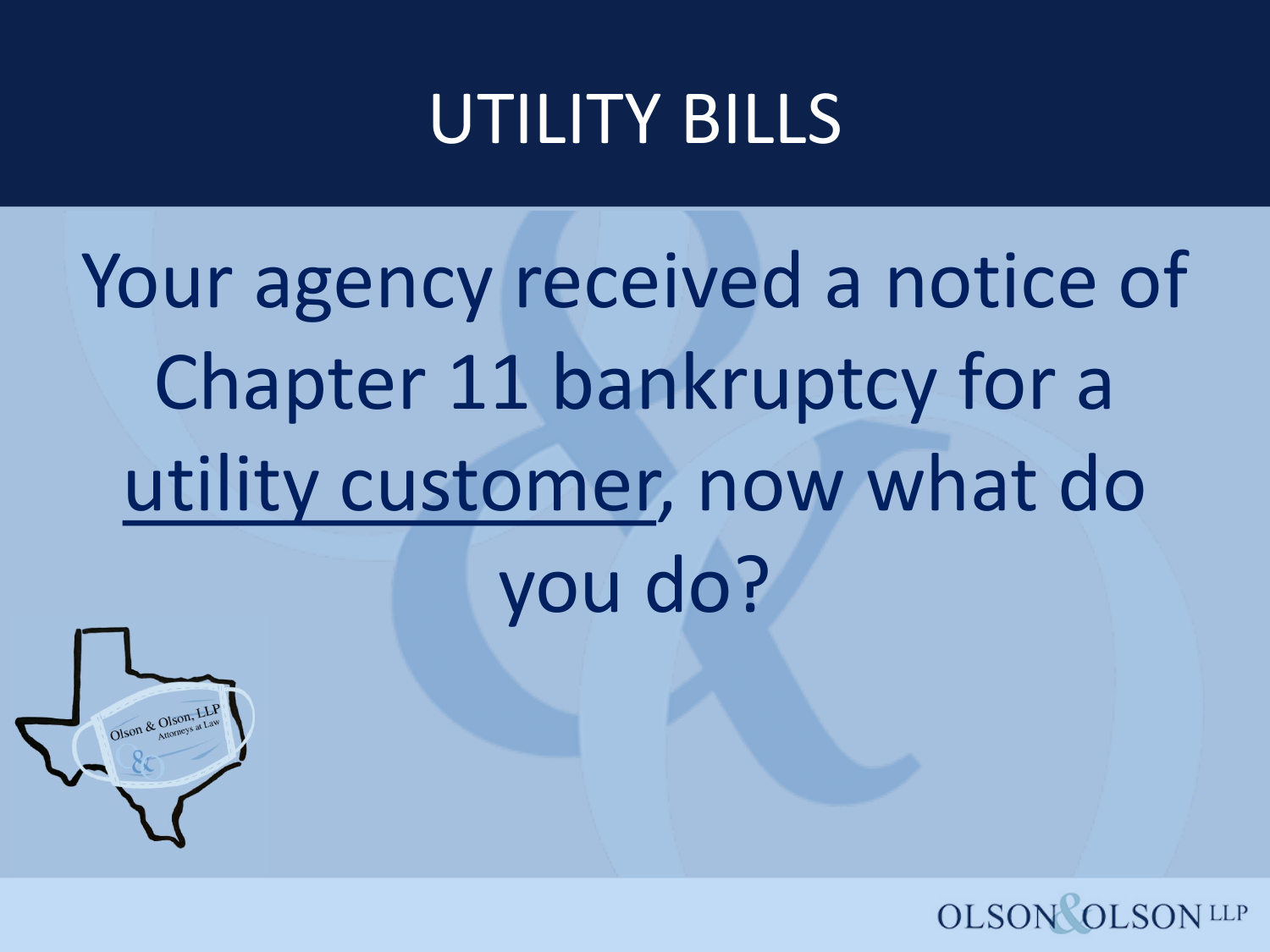# UTILITY BILLS

Your agency received a notice of Chapter 11 bankruptcy for a <u>utility customer</u>, now what do you do?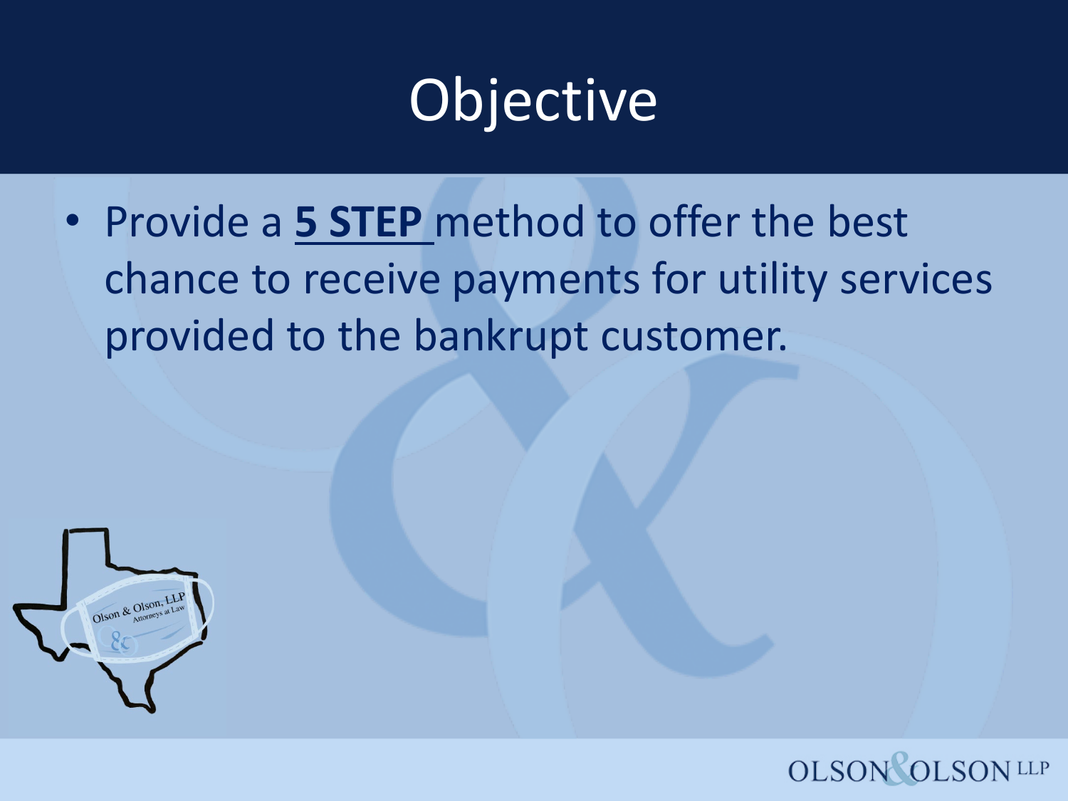# Objective

- Provide a **5 STEP** method to offer the best chance to receive payments for utility services provided to the bankrupt customer.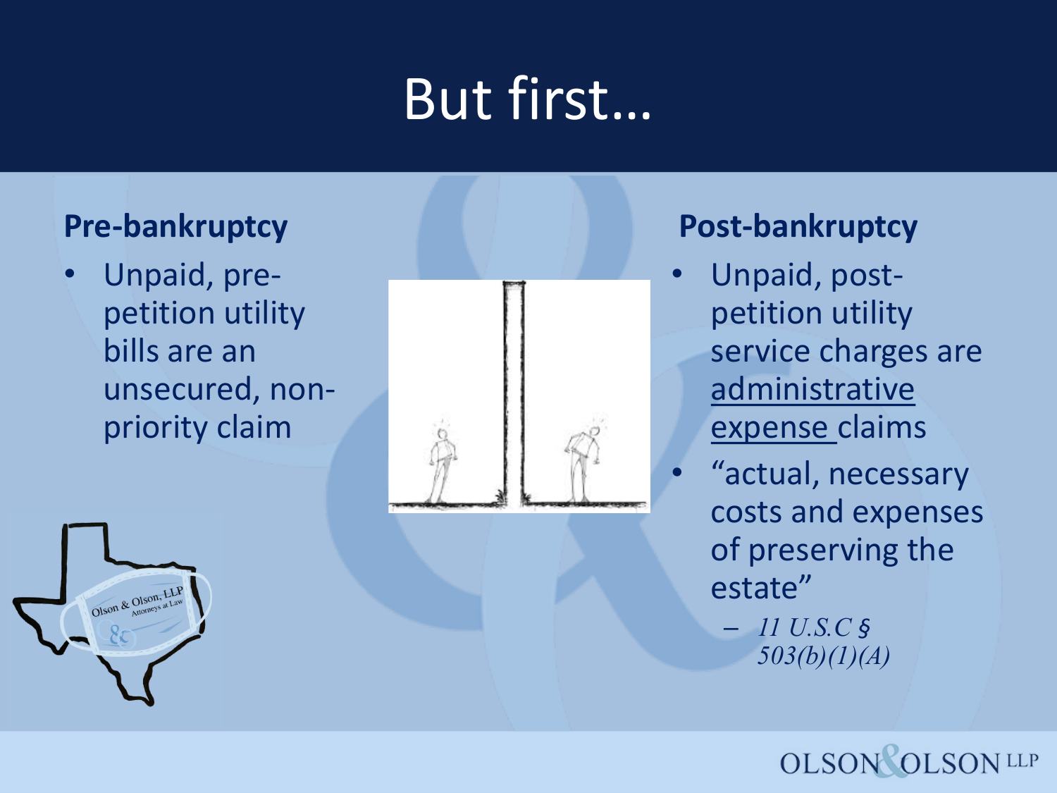# But first…

## Pre-bankruptcy

- Unpaid, pre-petition utility bills are an unsecured, non-priority claim

## Post-bankruptcy

- Unpaid, post-petition utility service charges are administrative expense claims
- "actual, necessary costs and expenses of preserving the estate"
  - *11 U.S.C § 503(b)(1)(A)*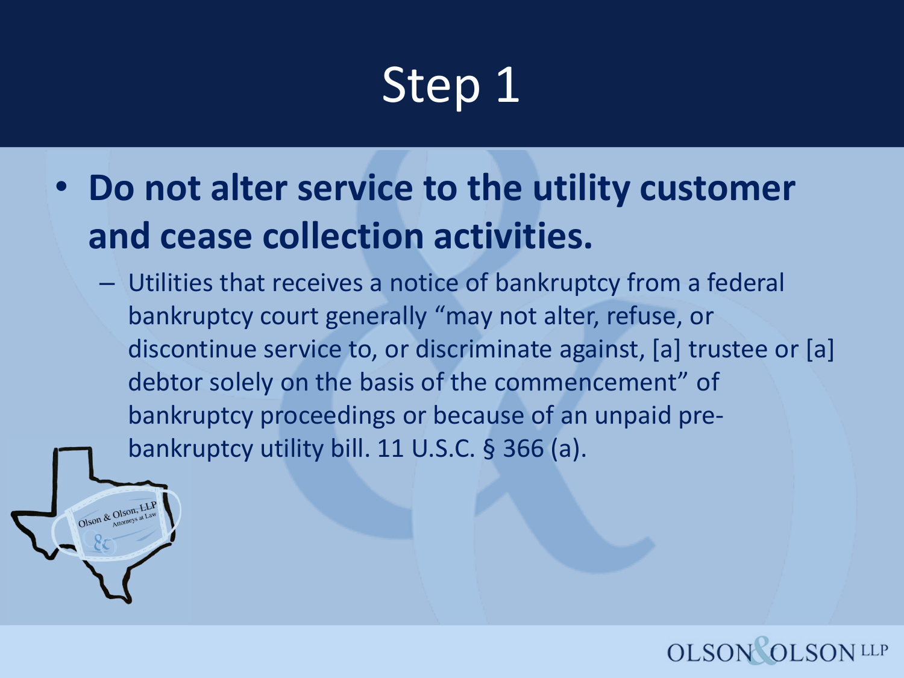# Step 1

- **Do not alter service to the utility customer and cease collection activities.**
  - Utilities that receives a notice of bankruptcy from a federal bankruptcy court generally "may not alter, refuse, or discontinue service to, or discriminate against, [a] trustee or [a] debtor solely on the basis of the commencement" of bankruptcy proceedings or because of an unpaid pre-bankruptcy utility bill. 11 U.S.C. § 366 (a).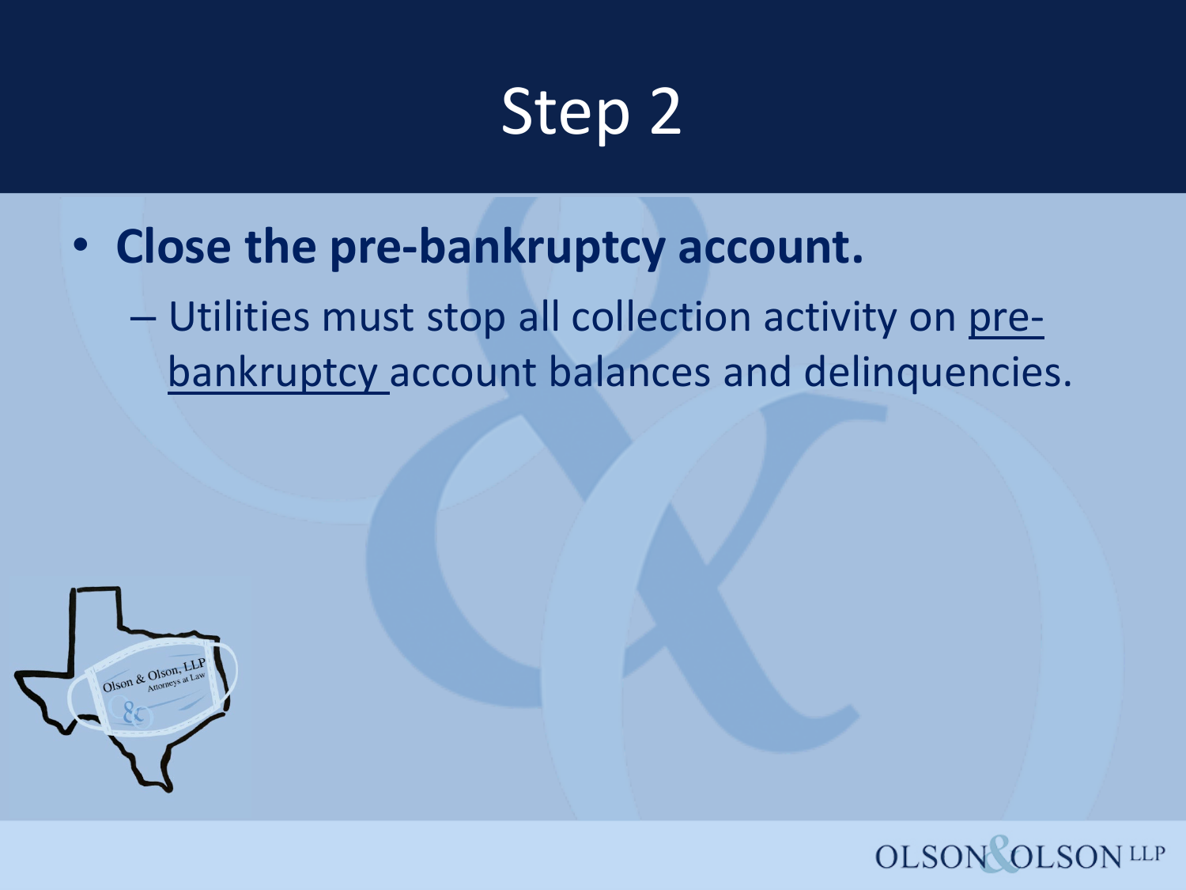# Step 2

- **Close the pre-bankruptcy account.**
  - Utilities must stop all collection activity on <u>pre-bankruptcy</u> account balances and delinquencies.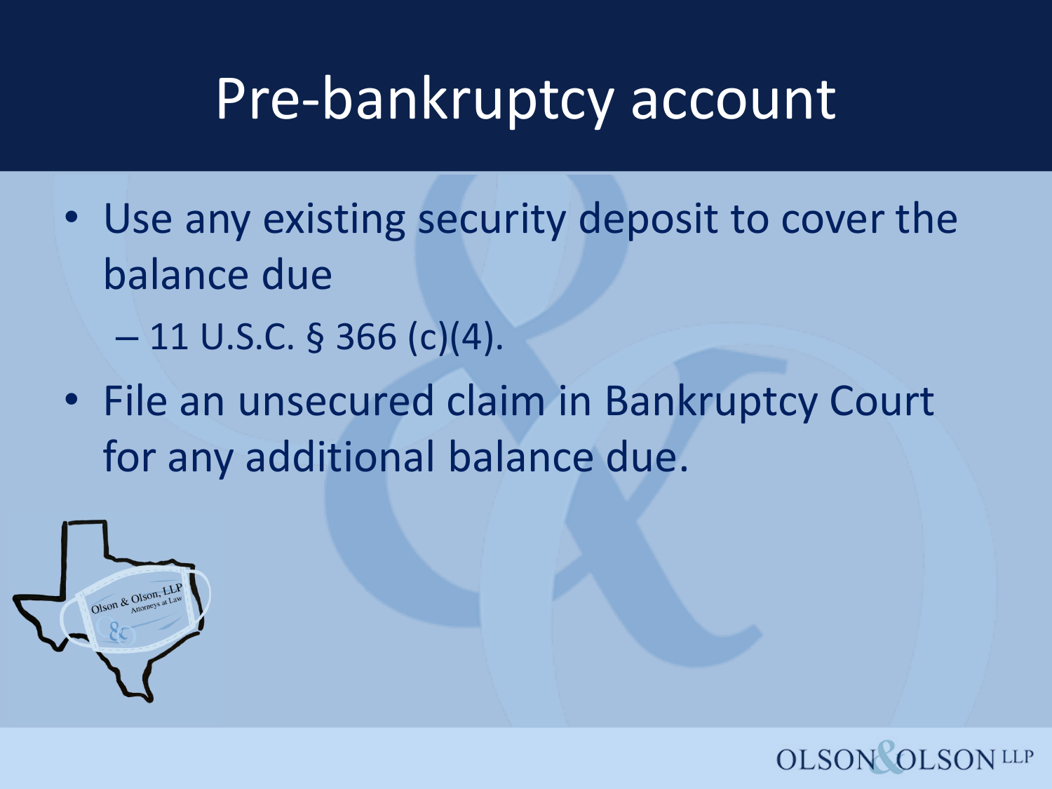# Pre-bankruptcy account

- Use any existing security deposit to cover the balance due
  - 11 U.S.C. § 366 (c)(4).
- File an unsecured claim in Bankruptcy Court for any additional balance due.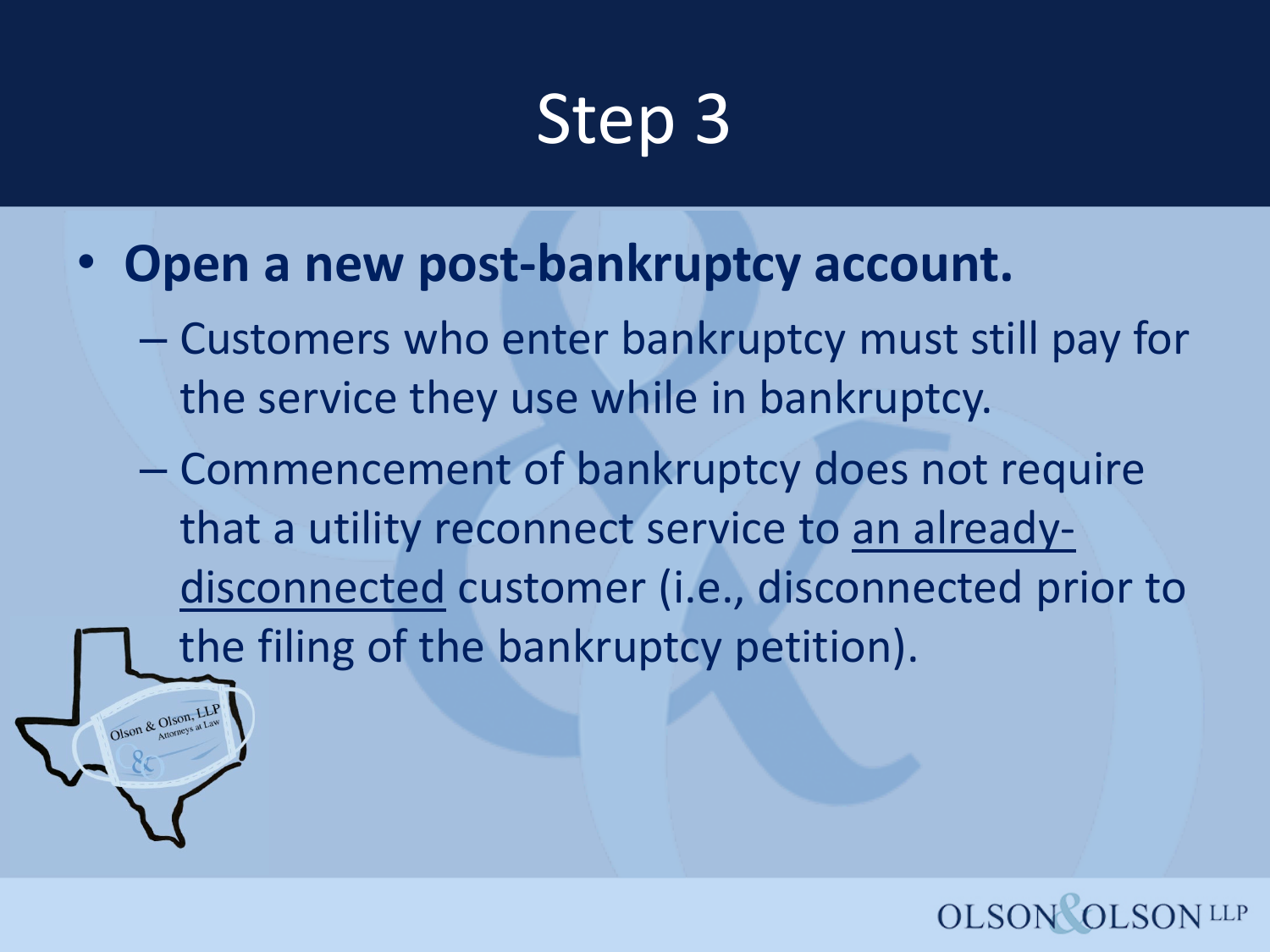# Step 3

- **Open a new post-bankruptcy account.**
  - Customers who enter bankruptcy must still pay for the service they use while in bankruptcy.
  - Commencement of bankruptcy does not require that a utility reconnect service to <u>an already-disconnected</u> customer (i.e., disconnected prior to the filing of the bankruptcy petition).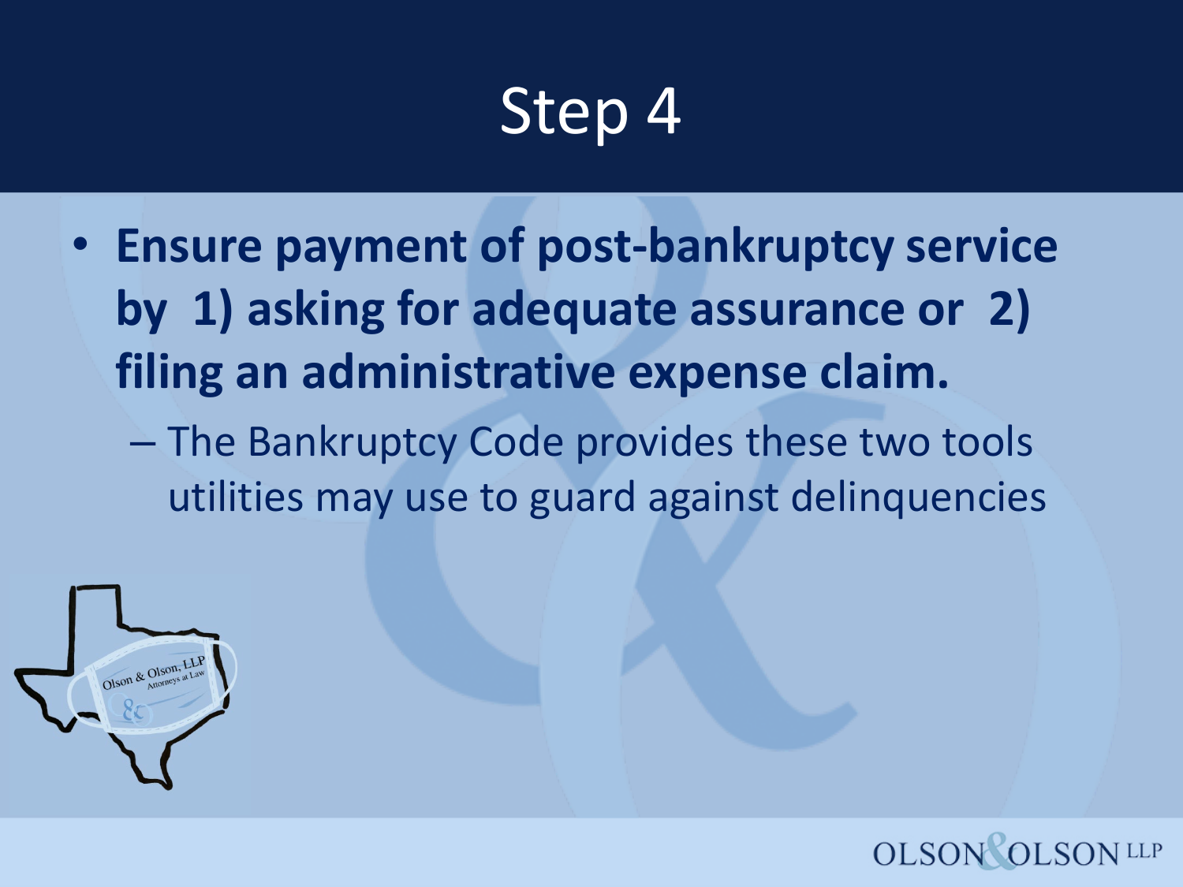# Step 4

- **Ensure payment of post-bankruptcy service by 1) asking for adequate assurance or 2) filing an administrative expense claim.**
  - The Bankruptcy Code provides these two tools utilities may use to guard against delinquencies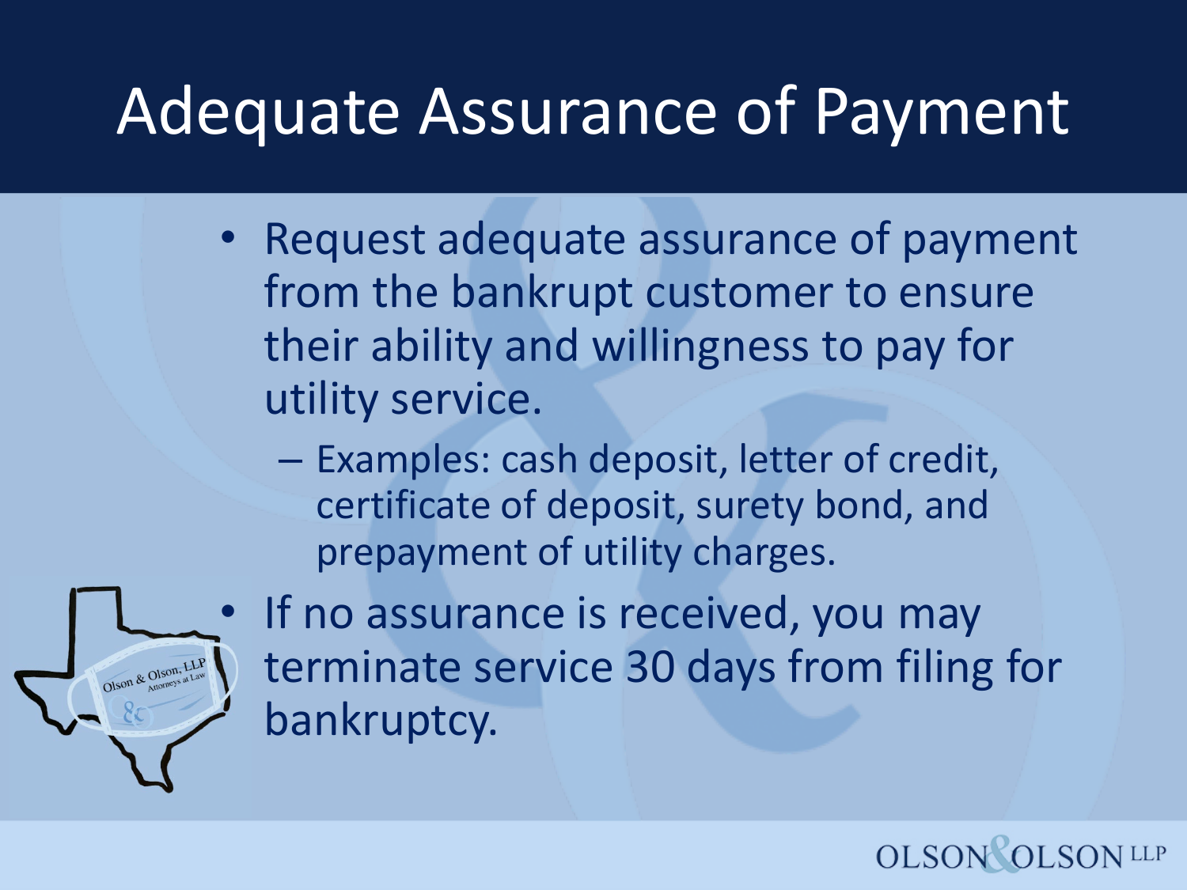# Adequate Assurance of Payment

- Request adequate assurance of payment from the bankrupt customer to ensure their ability and willingness to pay for utility service.
  - Examples: cash deposit, letter of credit, certificate of deposit, surety bond, and prepayment of utility charges.
- If no assurance is received, you may terminate service 30 days from filing for bankruptcy.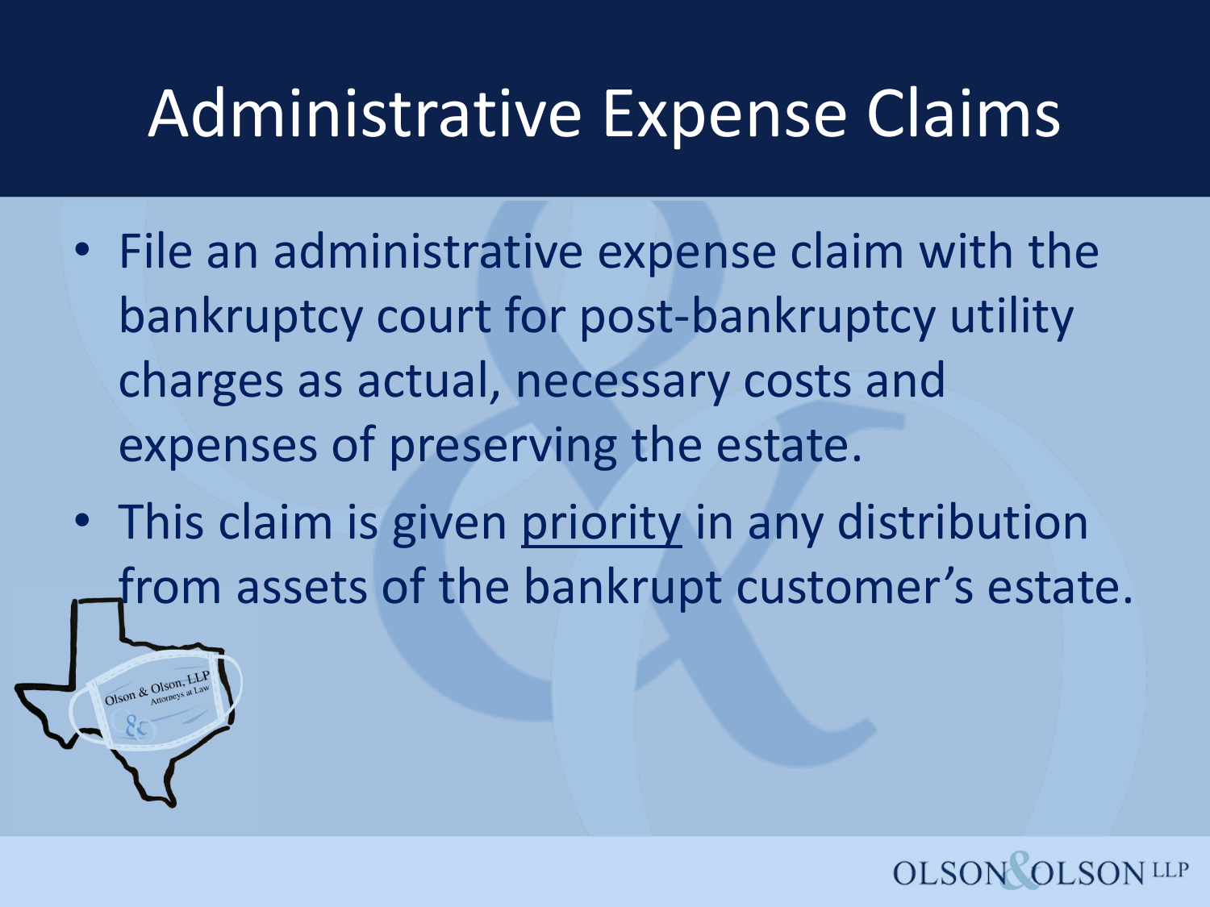# Administrative Expense Claims

- File an administrative expense claim with the bankruptcy court for post-bankruptcy utility charges as actual, necessary costs and expenses of preserving the estate.
- This claim is given <u>priority</u> in any distribution from assets of the bankrupt customer's estate.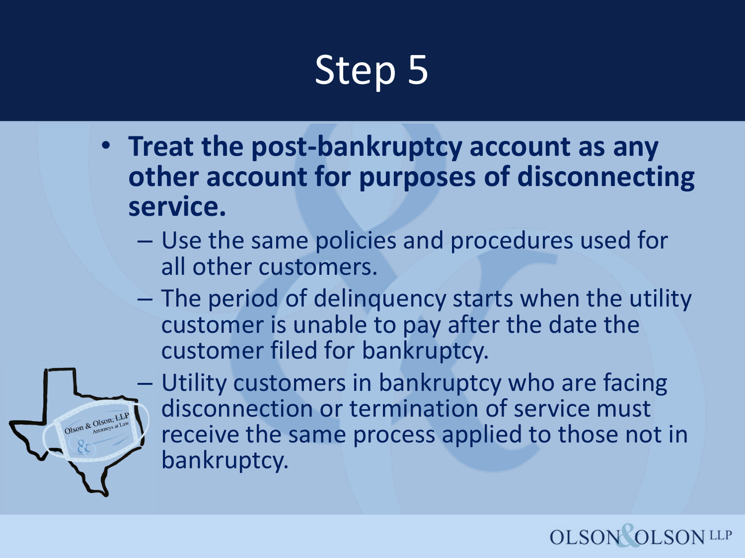# Step 5

- **Treat the post-bankruptcy account as any other account for purposes of disconnecting service.**
  - Use the same policies and procedures used for all other customers.
  - The period of delinquency starts when the utility customer is unable to pay after the date the customer filed for bankruptcy.
  - Utility customers in bankruptcy who are facing disconnection or termination of service must receive the same process applied to those not in bankruptcy.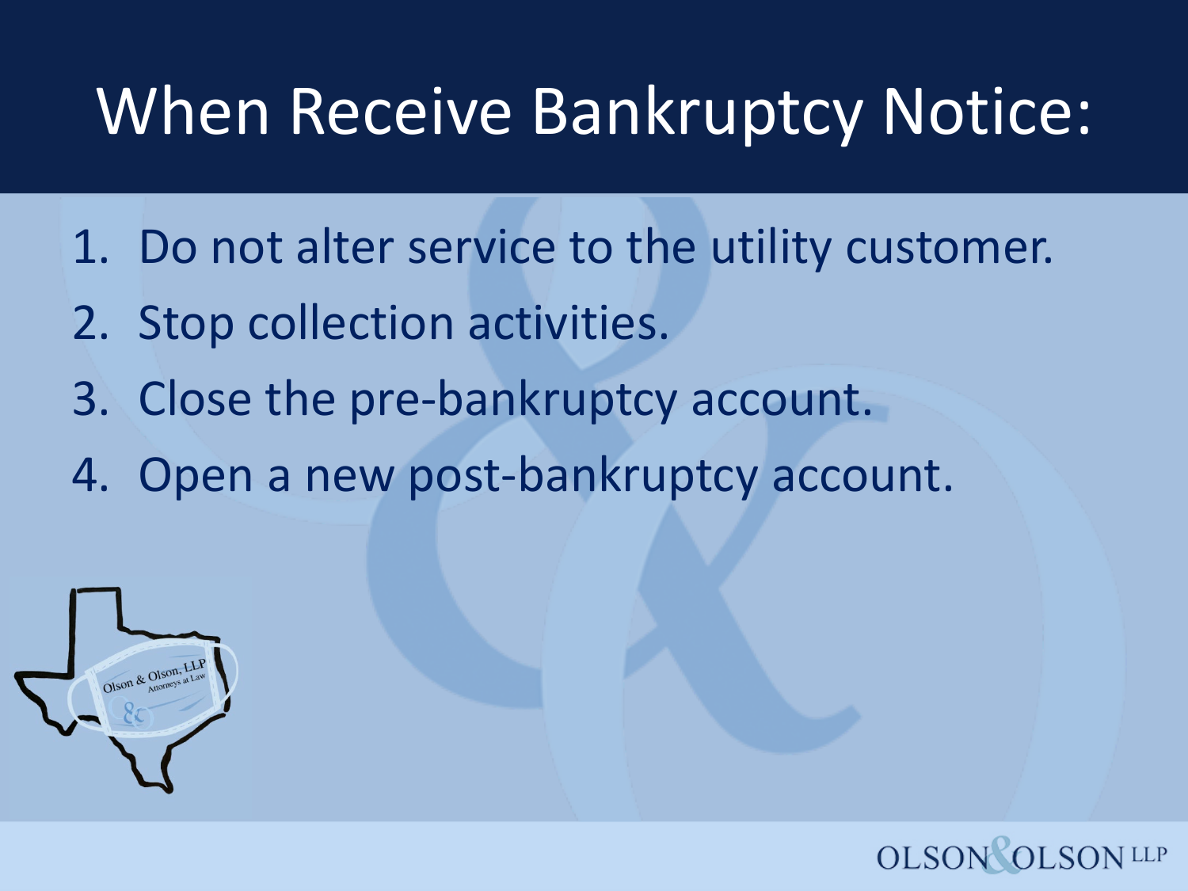# When Receive Bankruptcy Notice:

1. Do not alter service to the utility customer.
2. Stop collection activities.
3. Close the pre-bankruptcy account.
4. Open a new post-bankruptcy account.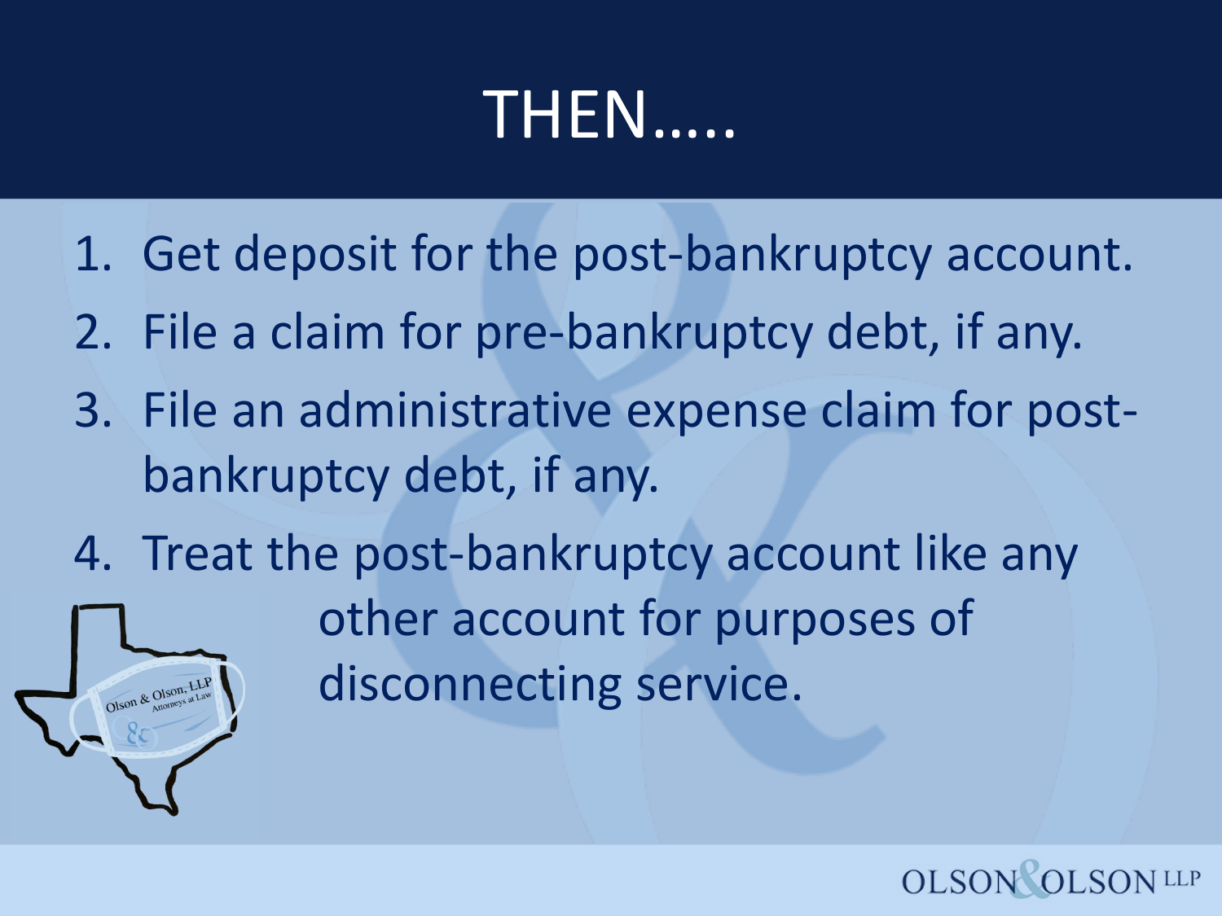# THEN…..

1. Get deposit for the post-bankruptcy account.
2. File a claim for pre-bankruptcy debt, if any.
3. File an administrative expense claim for post-bankruptcy debt, if any.
4. Treat the post-bankruptcy account like any other account for purposes of disconnecting service.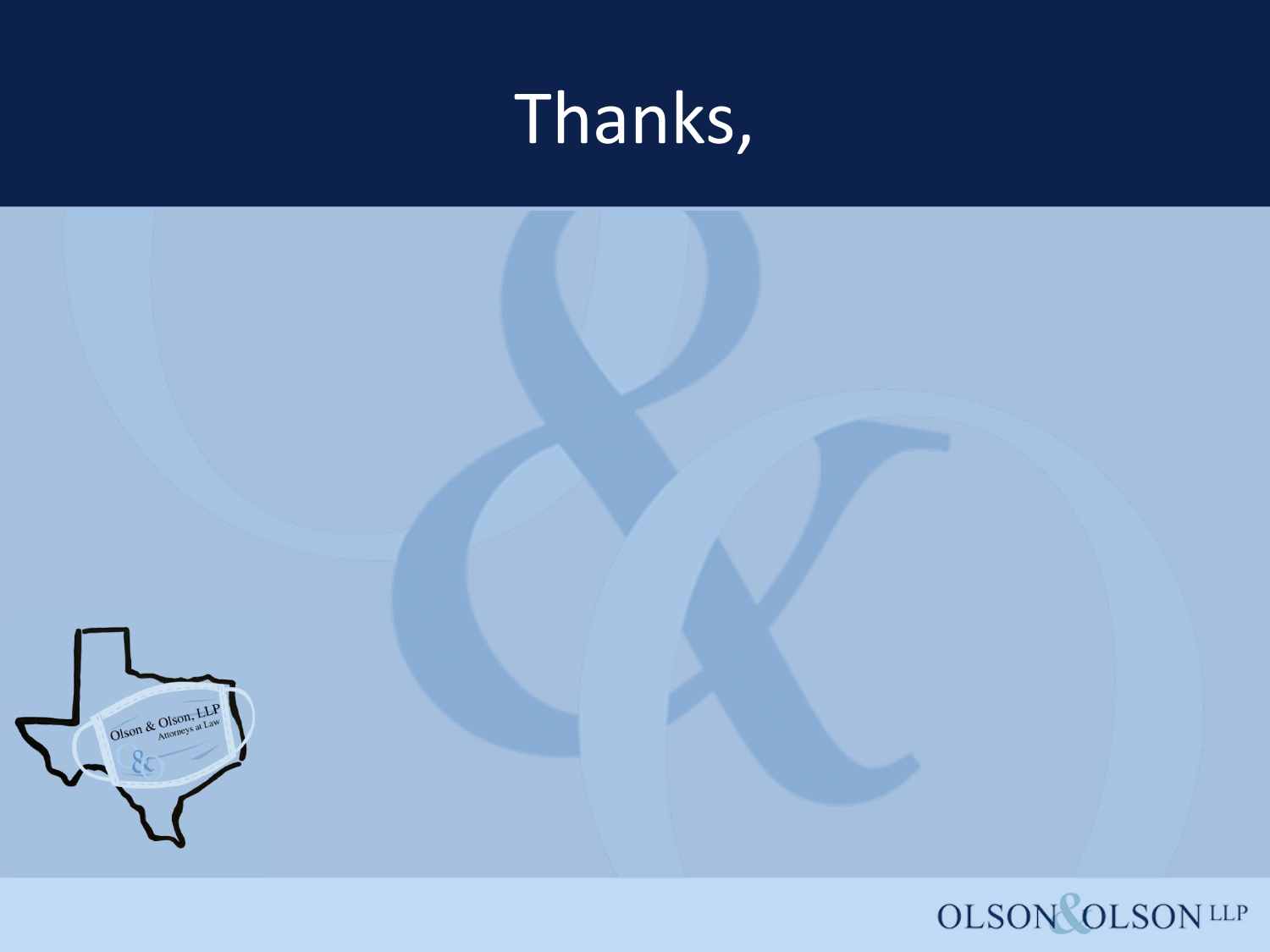# Thanks,